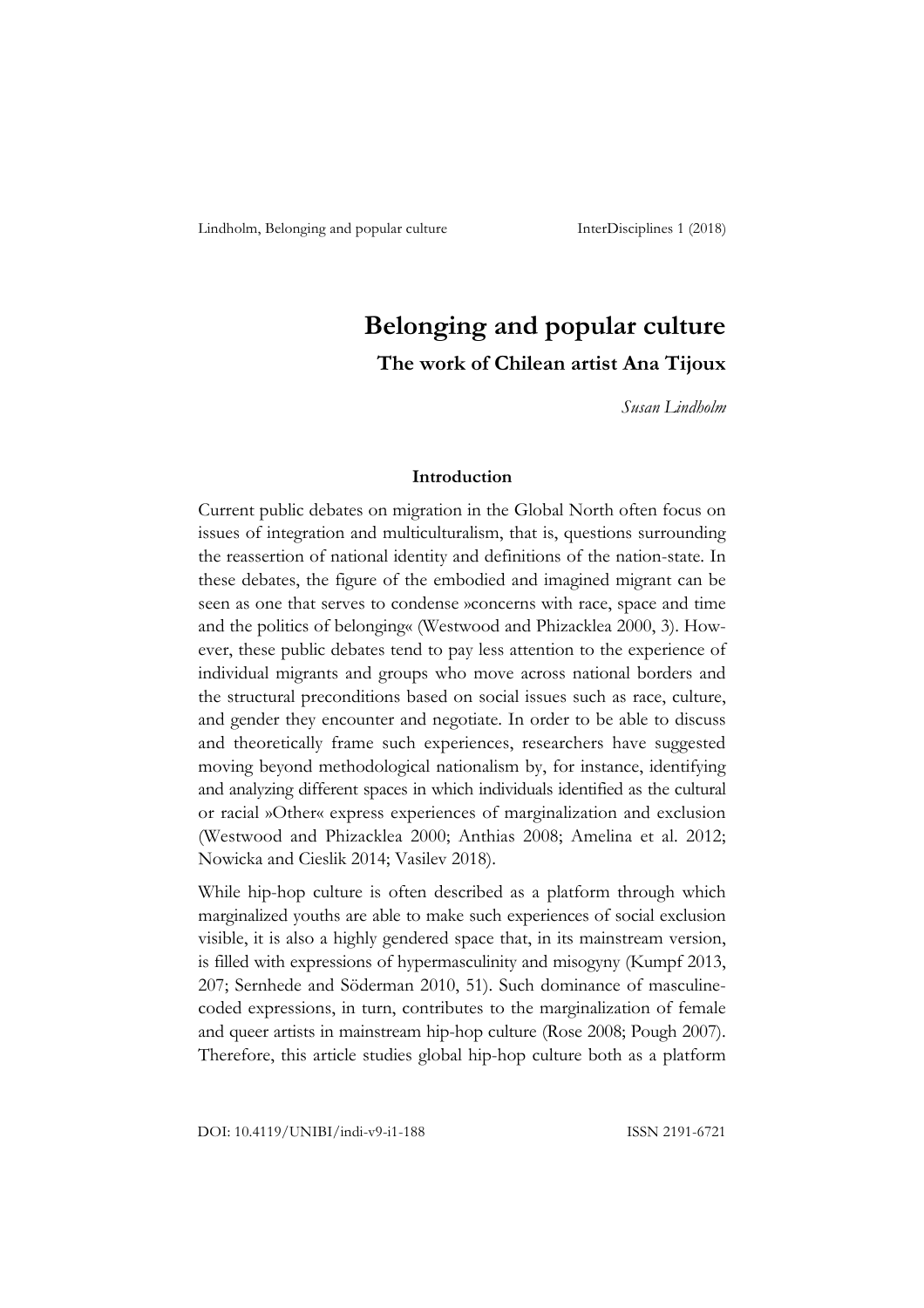# Belonging and popular culture

## The work of Chilean artist Ana Tijoux

*Susan Lindholm*

### Introduction

Current public debates on migration in the Global North often focus on issues of integration and multiculturalism, that is, questions surrounding the reassertion of national identity and definitions of the nation-state. In these debates, the figure of the embodied and imagined migrant can be seen as one that serves to condense »concerns with race, space and time and the politics of belonging« (Westwood and Phizacklea 2000, 3). However, these public debates tend to pay less attention to the experience of individual migrants and groups who move across national borders and the structural preconditions based on social issues such as race, culture, and gender they encounter and negotiate. In order to be able to discuss and theoretically frame such experiences, researchers have suggested moving beyond methodological nationalism by, for instance, identifying and analyzing different spaces in which individuals identified as the cultural or racial »Other« express experiences of marginalization and exclusion (Westwood and Phizacklea 2000; Anthias 2008; Amelina et al. 2012; Nowicka and Cieslik 2014; Vasilev 2018).

While hip-hop culture is often described as a platform through which marginalized youths are able to make such experiences of social exclusion visible, it is also a highly gendered space that, in its mainstream version, is filled with expressions of hypermasculinity and misogyny (Kumpf 2013, 207; Sernhede and Söderman 2010, 51). Such dominance of masculine-coded expressions, in turn, contributes to the marginalization of female and queer artists in mainstream hip-hop culture (Rose 2008; Pough 2007). Therefore, this article studies global hip-hop culture both as a platform

DOI: 10.4119/UNIBI/indi-v9-i1-188 ISSN 2191-6721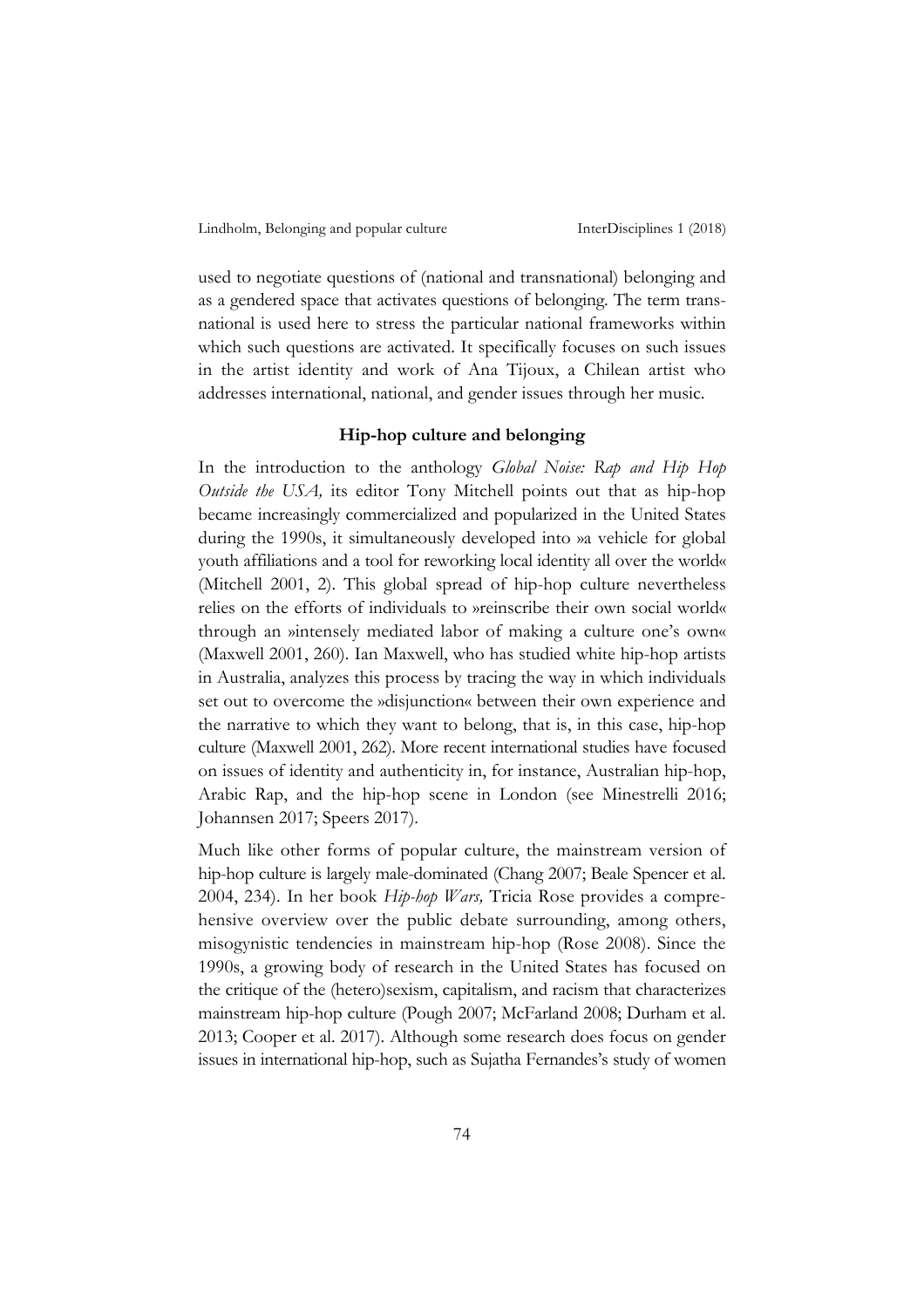used to negotiate questions of (national and transnational) belonging and as a gendered space that activates questions of belonging. The term transnational is used here to stress the particular national frameworks within which such questions are activated. It specifically focuses on such issues in the artist identity and work of Ana Tijoux, a Chilean artist who addresses international, national, and gender issues through her music.

## Hip-hop culture and belonging

In the introduction to the anthology *Global Noise: Rap and Hip Hop Outside the USA,* its editor Tony Mitchell points out that as hip-hop became increasingly commercialized and popularized in the United States during the 1990s, it simultaneously developed into »a vehicle for global youth affiliations and a tool for reworking local identity all over the world« (Mitchell 2001, 2). This global spread of hip-hop culture nevertheless relies on the efforts of individuals to »reinscribe their own social world« through an »intensely mediated labor of making a culture one's own« (Maxwell 2001, 260). Ian Maxwell, who has studied white hip-hop artists in Australia, analyzes this process by tracing the way in which individuals set out to overcome the »disjunction« between their own experience and the narrative to which they want to belong, that is, in this case, hip-hop culture (Maxwell 2001, 262). More recent international studies have focused on issues of identity and authenticity in, for instance, Australian hip-hop, Arabic Rap, and the hip-hop scene in London (see Minestrelli 2016; Johannsen 2017; Speers 2017).

Much like other forms of popular culture, the mainstream version of hip-hop culture is largely male-dominated (Chang 2007; Beale Spencer et al. 2004, 234). In her book *Hip-hop Wars,* Tricia Rose provides a comprehensive overview over the public debate surrounding, among others, misogynistic tendencies in mainstream hip-hop (Rose 2008). Since the 1990s, a growing body of research in the United States has focused on the critique of the (hetero)sexism, capitalism, and racism that characterizes mainstream hip-hop culture (Pough 2007; McFarland 2008; Durham et al. 2013; Cooper et al. 2017). Although some research does focus on gender issues in international hip-hop, such as Sujatha Fernandes's study of women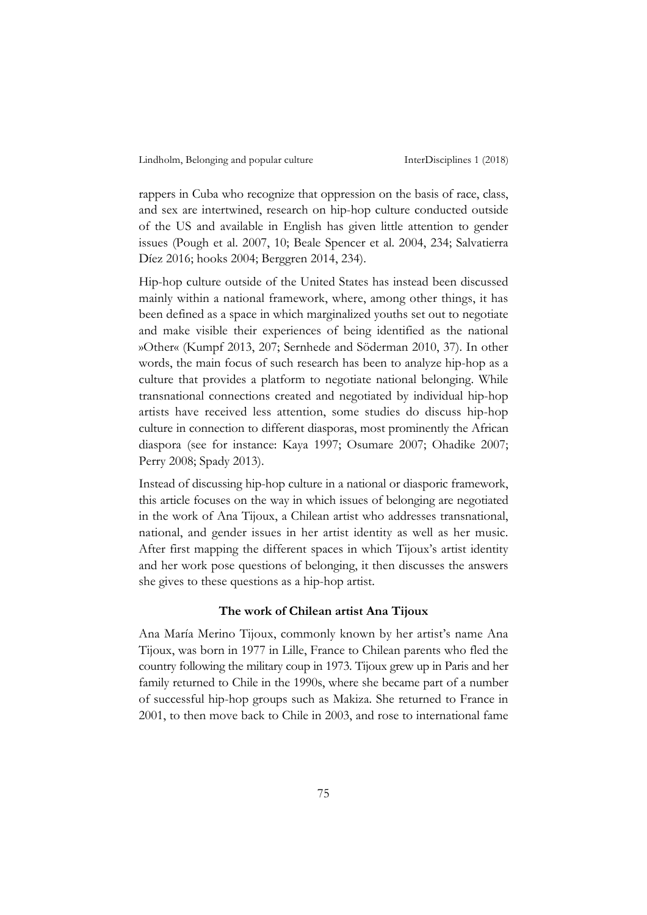rappers in Cuba who recognize that oppression on the basis of race, class, and sex are intertwined, research on hip-hop culture conducted outside of the US and available in English has given little attention to gender issues (Pough et al. 2007, 10; Beale Spencer et al. 2004, 234; Salvatierra Díez 2016; hooks 2004; Berggren 2014, 234).

Hip-hop culture outside of the United States has instead been discussed mainly within a national framework, where, among other things, it has been defined as a space in which marginalized youths set out to negotiate and make visible their experiences of being identified as the national »Other« (Kumpf 2013, 207; Sernhede and Söderman 2010, 37). In other words, the main focus of such research has been to analyze hip-hop as a culture that provides a platform to negotiate national belonging. While transnational connections created and negotiated by individual hip-hop artists have received less attention, some studies do discuss hip-hop culture in connection to different diasporas, most prominently the African diaspora (see for instance: Kaya 1997; Osumare 2007; Ohadike 2007; Perry 2008; Spady 2013).

Instead of discussing hip-hop culture in a national or diasporic framework, this article focuses on the way in which issues of belonging are negotiated in the work of Ana Tijoux, a Chilean artist who addresses transnational, national, and gender issues in her artist identity as well as her music. After first mapping the different spaces in which Tijoux's artist identity and her work pose questions of belonging, it then discusses the answers she gives to these questions as a hip-hop artist.

## The work of Chilean artist Ana Tijoux

Ana María Merino Tijoux, commonly known by her artist's name Ana Tijoux, was born in 1977 in Lille, France to Chilean parents who fled the country following the military coup in 1973. Tijoux grew up in Paris and her family returned to Chile in the 1990s, where she became part of a number of successful hip-hop groups such as Makiza. She returned to France in 2001, to then move back to Chile in 2003, and rose to international fame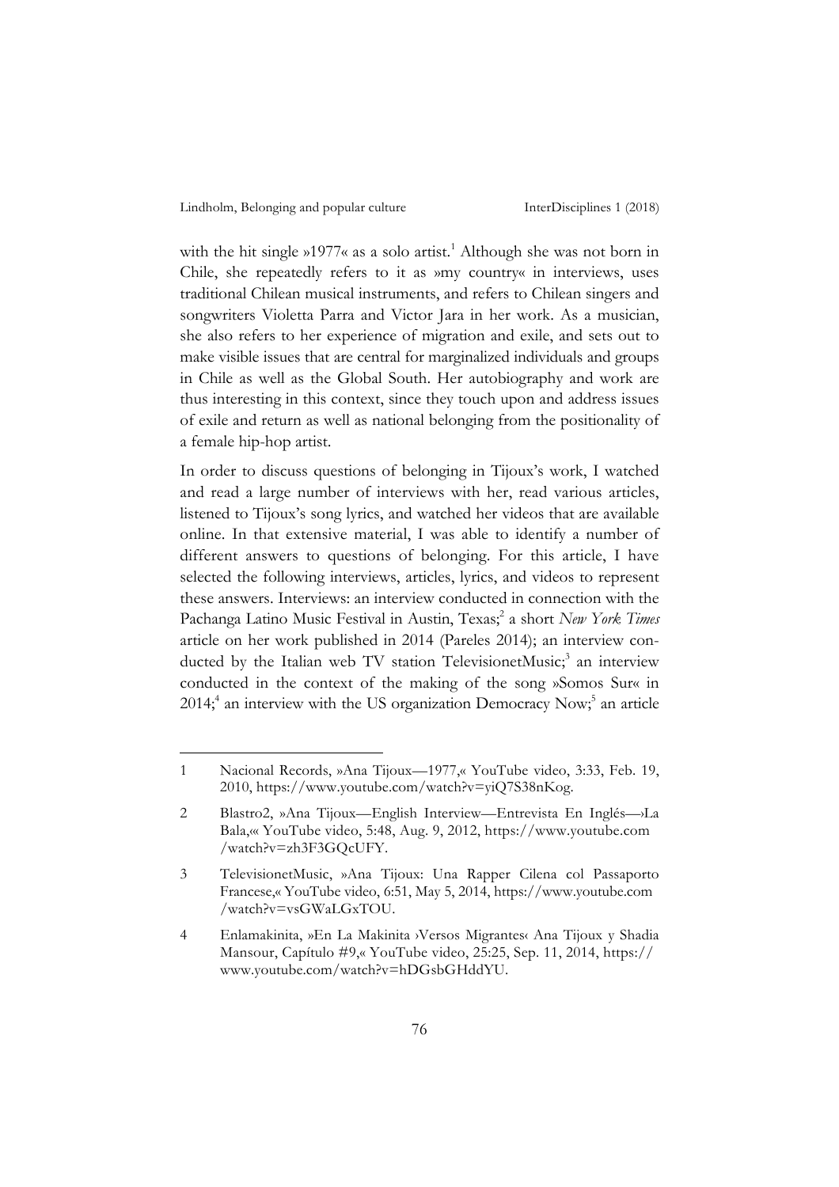with the hit single »1977« as a solo artist.[1] Although she was not born in Chile, she repeatedly refers to it as »my country« in interviews, uses traditional Chilean musical instruments, and refers to Chilean singers and songwriters Violetta Parra and Victor Jara in her work. As a musician, she also refers to her experience of migration and exile, and sets out to make visible issues that are central for marginalized individuals and groups in Chile as well as the Global South. Her autobiography and work are thus interesting in this context, since they touch upon and address issues of exile and return as well as national belonging from the positionality of a female hip-hop artist.

In order to discuss questions of belonging in Tijoux's work, I watched and read a large number of interviews with her, read various articles, listened to Tijoux's song lyrics, and watched her videos that are available online. In that extensive material, I was able to identify a number of different answers to questions of belonging. For this article, I have selected the following interviews, articles, lyrics, and videos to represent these answers. Interviews: an interview conducted in connection with the Pachanga Latino Music Festival in Austin, Texas;[2] a short *New York Times* article on her work published in 2014 (Pareles 2014); an interview conducted by the Italian web TV station TelevisionetMusic;[3] an interview conducted in the context of the making of the song »Somos Sur« in 2014;[4] an interview with the US organization Democracy Now;[5] an article

---

1 Nacional Records, »Ana Tijoux—1977,« YouTube video, 3:33, Feb. 19, 2010, https://www.youtube.com/watch?v=yiQ7S38nKog.

2 Blastro2, »Ana Tijoux—English Interview—Entrevista En Inglés—›La Bala,‹« YouTube video, 5:48, Aug. 9, 2012, https://www.youtube.com/watch?v=zh3F3GQcUFY.

3 TelevisionetMusic, »Ana Tijoux: Una Rapper Cilena col Passaporto Francese,« YouTube video, 6:51, May 5, 2014, https://www.youtube.com/watch?v=vsGWaLGxTOU.

4 Enlamakinita, »En La Makinita ›Versos Migrantes‹ Ana Tijoux y Shadia Mansour, Capítulo #9,« YouTube video, 25:25, Sep. 11, 2014, https://www.youtube.com/watch?v=hDGsbGHddYU.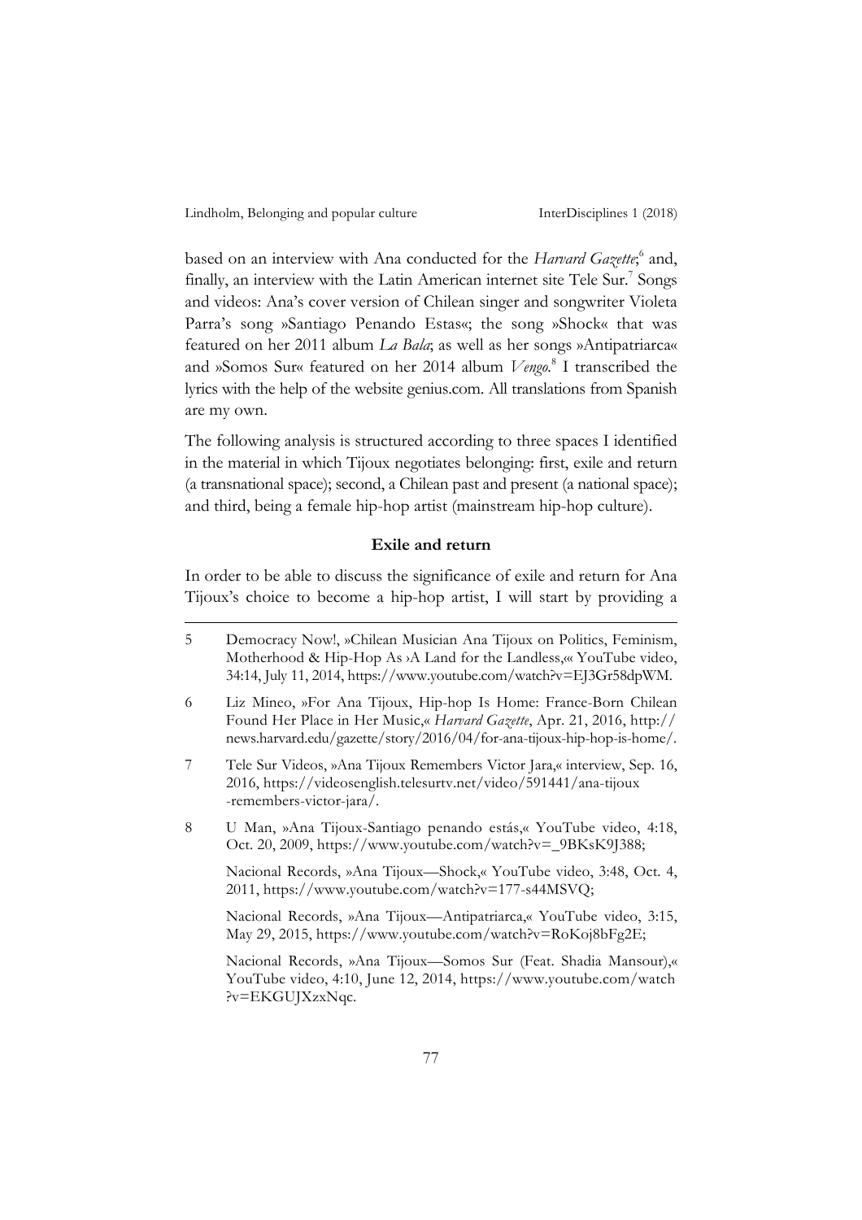based on an interview with Ana conducted for the *Harvard Gazette*;[6] and, finally, an interview with the Latin American internet site Tele Sur.[7] Songs and videos: Ana's cover version of Chilean singer and songwriter Violeta Parra's song »Santiago Penando Estas«; the song »Shock« that was featured on her 2011 album *La Bala*; as well as her songs »Antipatriarca« and »Somos Sur« featured on her 2014 album *Vengo*.[8] I transcribed the lyrics with the help of the website genius.com. All translations from Spanish are my own.

The following analysis is structured according to three spaces I identified in the material in which Tijoux negotiates belonging: first, exile and return (a transnational space); second, a Chilean past and present (a national space); and third, being a female hip-hop artist (mainstream hip-hop culture).

### Exile and return

In order to be able to discuss the significance of exile and return for Ana Tijoux's choice to become a hip-hop artist, I will start by providing a

---

5 Democracy Now!, »Chilean Musician Ana Tijoux on Politics, Feminism, Motherhood & Hip-Hop As ›A Land for the Landless,‹« YouTube video, 34:14, July 11, 2014, https://www.youtube.com/watch?v=EJ3Gr58dpWM.

6 Liz Mineo, »For Ana Tijoux, Hip-hop Is Home: France-Born Chilean Found Her Place in Her Music,« *Harvard Gazette*, Apr. 21, 2016, http://news.harvard.edu/gazette/story/2016/04/for-ana-tijoux-hip-hop-is-home/.

7 Tele Sur Videos, »Ana Tijoux Remembers Victor Jara,« interview, Sep. 16, 2016, https://videosenglish.telesurtv.net/video/591441/ana-tijoux-remembers-victor-jara/.

8 U Man, »Ana Tijoux-Santiago penando estás,« YouTube video, 4:18, Oct. 20, 2009, https://www.youtube.com/watch?v=_9BKsK9J388;

Nacional Records, »Ana Tijoux—Shock,« YouTube video, 3:48, Oct. 4, 2011, https://www.youtube.com/watch?v=177-s44MSVQ;

Nacional Records, »Ana Tijoux—Antipatriarca,« YouTube video, 3:15, May 29, 2015, https://www.youtube.com/watch?v=RoKoj8bFg2E;

Nacional Records, »Ana Tijoux—Somos Sur (Feat. Shadia Mansour),« YouTube video, 4:10, June 12, 2014, https://www.youtube.com/watch?v=EKGUJXzxNqc.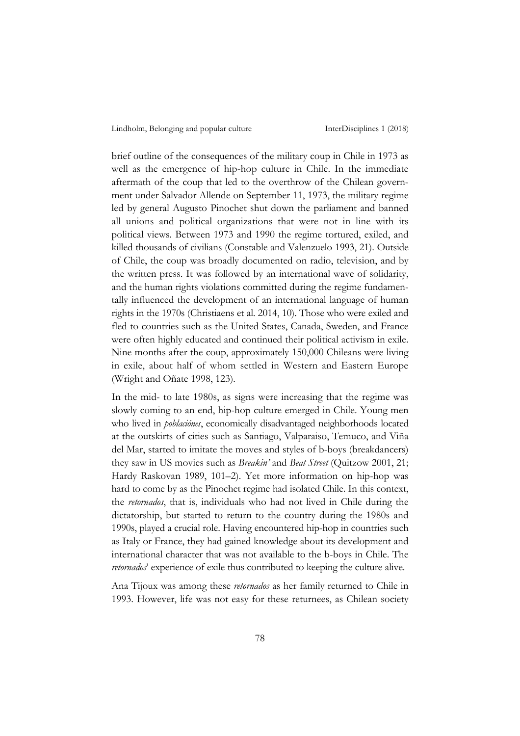brief outline of the consequences of the military coup in Chile in 1973 as well as the emergence of hip-hop culture in Chile. In the immediate aftermath of the coup that led to the overthrow of the Chilean government under Salvador Allende on September 11, 1973, the military regime led by general Augusto Pinochet shut down the parliament and banned all unions and political organizations that were not in line with its political views. Between 1973 and 1990 the regime tortured, exiled, and killed thousands of civilians (Constable and Valenzuelo 1993, 21). Outside of Chile, the coup was broadly documented on radio, television, and by the written press. It was followed by an international wave of solidarity, and the human rights violations committed during the regime fundamentally influenced the development of an international language of human rights in the 1970s (Christiaens et al. 2014, 10). Those who were exiled and fled to countries such as the United States, Canada, Sweden, and France were often highly educated and continued their political activism in exile. Nine months after the coup, approximately 150,000 Chileans were living in exile, about half of whom settled in Western and Eastern Europe (Wright and Oñate 1998, 123).

In the mid- to late 1980s, as signs were increasing that the regime was slowly coming to an end, hip-hop culture emerged in Chile. Young men who lived in *poblaciónes*, economically disadvantaged neighborhoods located at the outskirts of cities such as Santiago, Valparaiso, Temuco, and Viña del Mar, started to imitate the moves and styles of b-boys (breakdancers) they saw in US movies such as *Breakin'* and *Beat Street* (Quitzow 2001, 21; Hardy Raskovan 1989, 101–2). Yet more information on hip-hop was hard to come by as the Pinochet regime had isolated Chile. In this context, the *retornados*, that is, individuals who had not lived in Chile during the dictatorship, but started to return to the country during the 1980s and 1990s, played a crucial role. Having encountered hip-hop in countries such as Italy or France, they had gained knowledge about its development and international character that was not available to the b-boys in Chile. The *retornados*' experience of exile thus contributed to keeping the culture alive.

Ana Tijoux was among these *retornados* as her family returned to Chile in 1993. However, life was not easy for these returnees, as Chilean society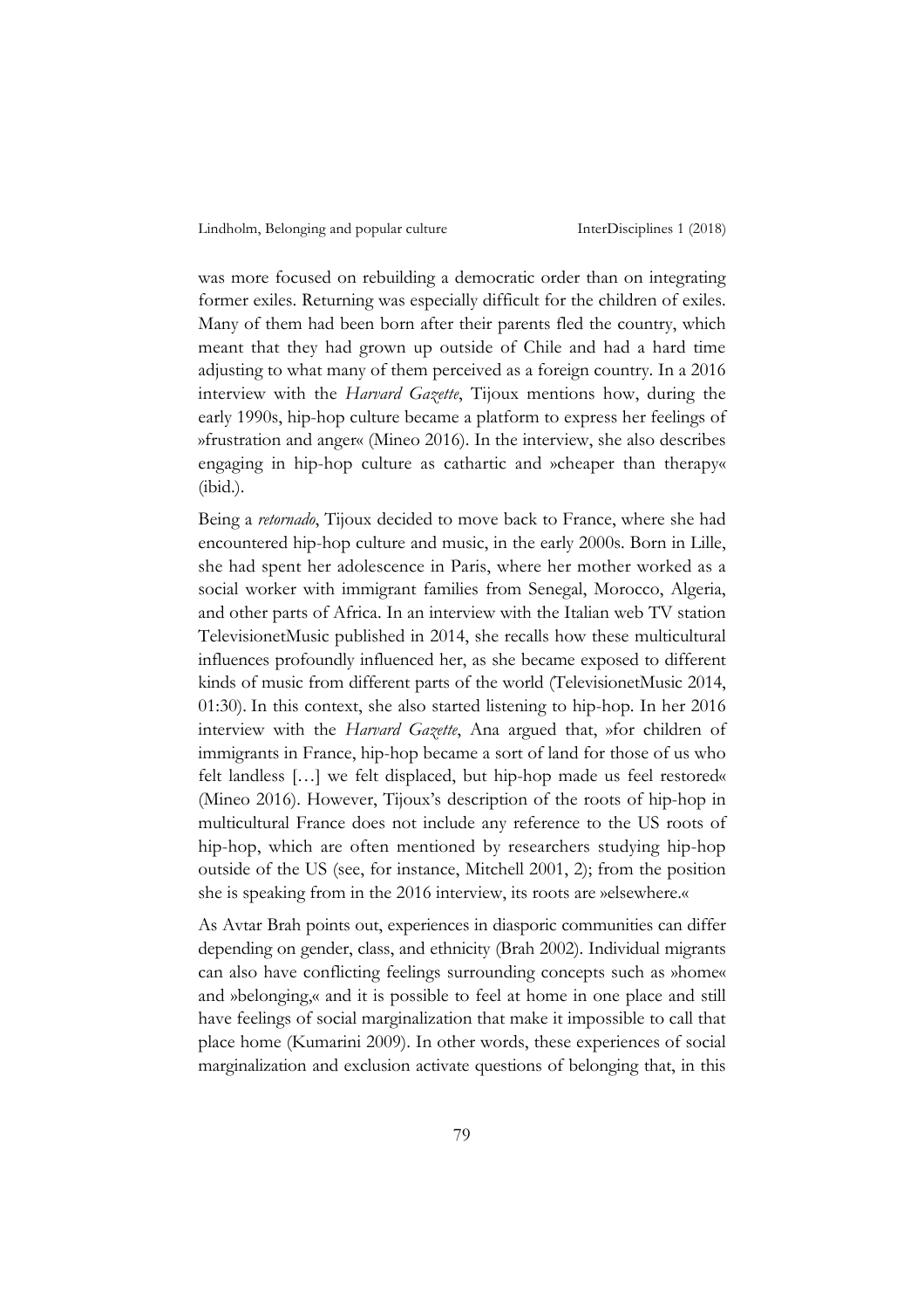was more focused on rebuilding a democratic order than on integrating former exiles. Returning was especially difficult for the children of exiles. Many of them had been born after their parents fled the country, which meant that they had grown up outside of Chile and had a hard time adjusting to what many of them perceived as a foreign country. In a 2016 interview with the *Harvard Gazette*, Tijoux mentions how, during the early 1990s, hip-hop culture became a platform to express her feelings of »frustration and anger« (Mineo 2016). In the interview, she also describes engaging in hip-hop culture as cathartic and »cheaper than therapy« (ibid.).

Being a *retornado*, Tijoux decided to move back to France, where she had encountered hip-hop culture and music, in the early 2000s. Born in Lille, she had spent her adolescence in Paris, where her mother worked as a social worker with immigrant families from Senegal, Morocco, Algeria, and other parts of Africa. In an interview with the Italian web TV station TelevisionetMusic published in 2014, she recalls how these multicultural influences profoundly influenced her, as she became exposed to different kinds of music from different parts of the world (TelevisionetMusic 2014, 01:30). In this context, she also started listening to hip-hop. In her 2016 interview with the *Harvard Gazette*, Ana argued that, »for children of immigrants in France, hip-hop became a sort of land for those of us who felt landless […] we felt displaced, but hip-hop made us feel restored« (Mineo 2016). However, Tijoux's description of the roots of hip-hop in multicultural France does not include any reference to the US roots of hip-hop, which are often mentioned by researchers studying hip-hop outside of the US (see, for instance, Mitchell 2001, 2); from the position she is speaking from in the 2016 interview, its roots are »elsewhere.«

As Avtar Brah points out, experiences in diasporic communities can differ depending on gender, class, and ethnicity (Brah 2002). Individual migrants can also have conflicting feelings surrounding concepts such as »home« and »belonging,« and it is possible to feel at home in one place and still have feelings of social marginalization that make it impossible to call that place home (Kumarini 2009). In other words, these experiences of social marginalization and exclusion activate questions of belonging that, in this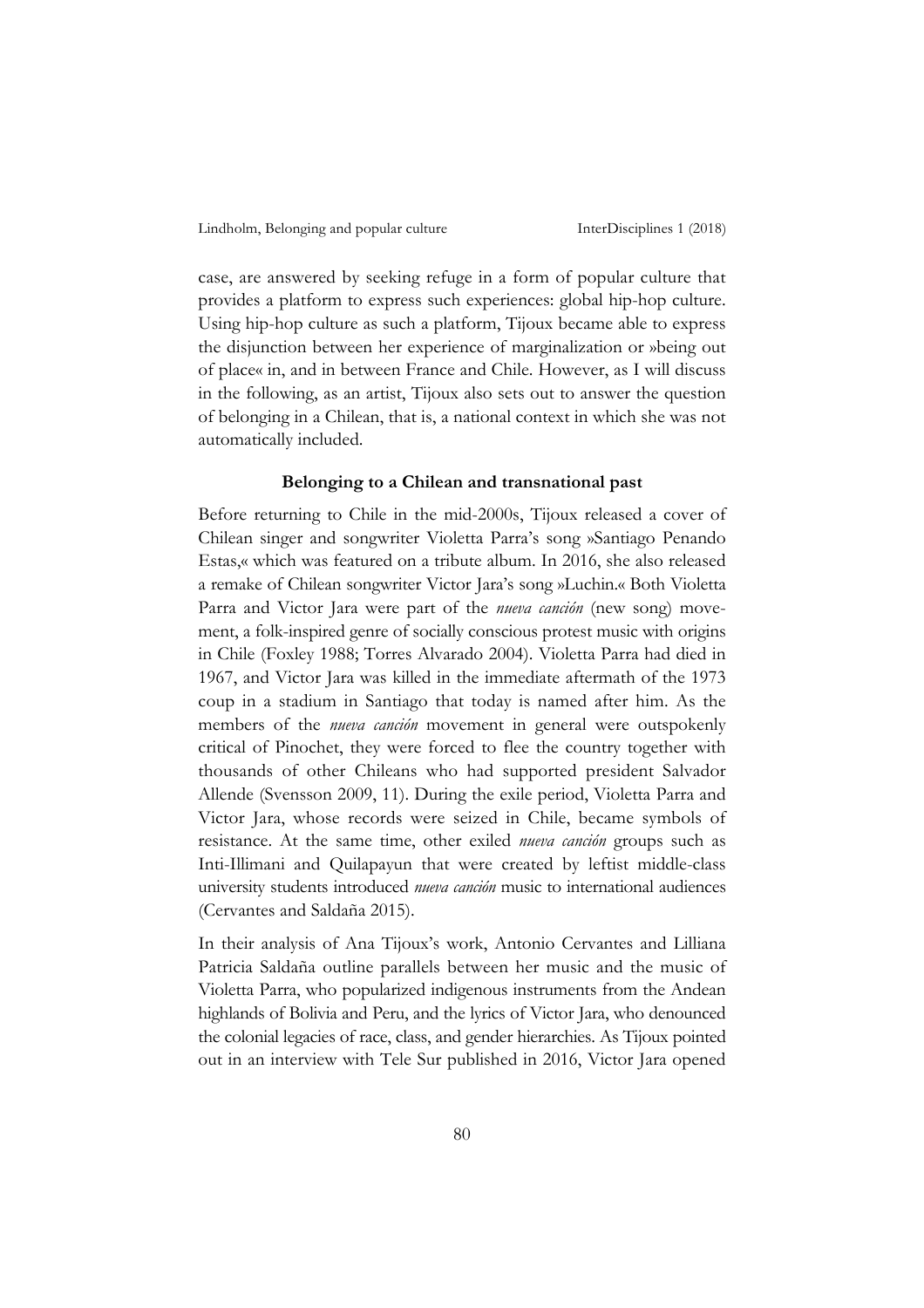case, are answered by seeking refuge in a form of popular culture that provides a platform to express such experiences: global hip-hop culture. Using hip-hop culture as such a platform, Tijoux became able to express the disjunction between her experience of marginalization or »being out of place« in, and in between France and Chile. However, as I will discuss in the following, as an artist, Tijoux also sets out to answer the question of belonging in a Chilean, that is, a national context in which she was not automatically included.

## Belonging to a Chilean and transnational past

Before returning to Chile in the mid-2000s, Tijoux released a cover of Chilean singer and songwriter Violetta Parra's song »Santiago Penando Estas,« which was featured on a tribute album. In 2016, she also released a remake of Chilean songwriter Victor Jara's song »Luchin.« Both Violetta Parra and Victor Jara were part of the *nueva canción* (new song) movement, a folk-inspired genre of socially conscious protest music with origins in Chile (Foxley 1988; Torres Alvarado 2004). Violetta Parra had died in 1967, and Victor Jara was killed in the immediate aftermath of the 1973 coup in a stadium in Santiago that today is named after him. As the members of the *nueva canción* movement in general were outspokenly critical of Pinochet, they were forced to flee the country together with thousands of other Chileans who had supported president Salvador Allende (Svensson 2009, 11). During the exile period, Violetta Parra and Victor Jara, whose records were seized in Chile, became symbols of resistance. At the same time, other exiled *nueva canción* groups such as Inti-Illimani and Quilapayun that were created by leftist middle-class university students introduced *nueva canción* music to international audiences (Cervantes and Saldaña 2015).

In their analysis of Ana Tijoux's work, Antonio Cervantes and Lilliana Patricia Saldaña outline parallels between her music and the music of Violetta Parra, who popularized indigenous instruments from the Andean highlands of Bolivia and Peru, and the lyrics of Victor Jara, who denounced the colonial legacies of race, class, and gender hierarchies. As Tijoux pointed out in an interview with Tele Sur published in 2016, Victor Jara opened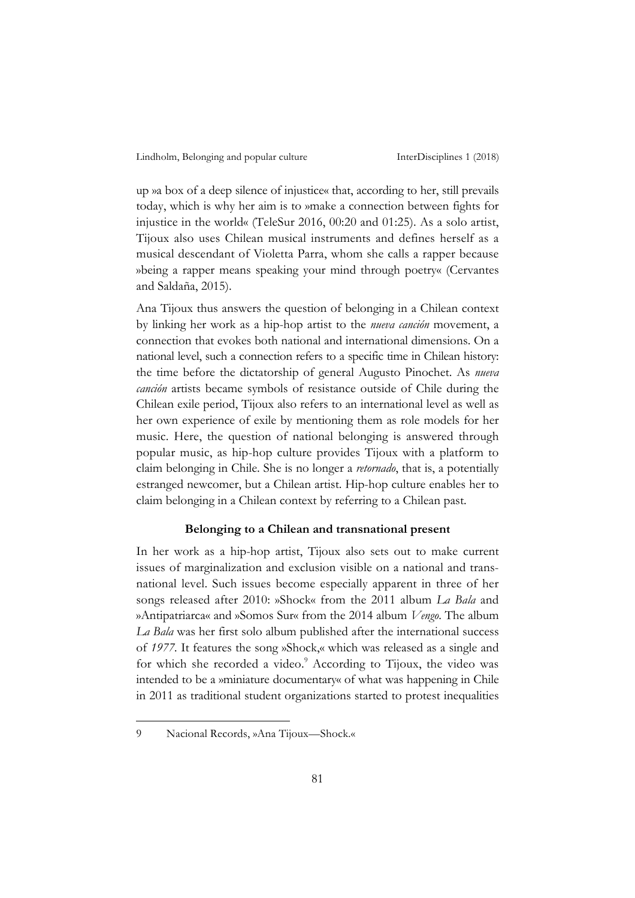up »a box of a deep silence of injustice« that, according to her, still prevails today, which is why her aim is to »make a connection between fights for injustice in the world« (TeleSur 2016, 00:20 and 01:25). As a solo artist, Tijoux also uses Chilean musical instruments and defines herself as a musical descendant of Violetta Parra, whom she calls a rapper because »being a rapper means speaking your mind through poetry« (Cervantes and Saldaña, 2015).

Ana Tijoux thus answers the question of belonging in a Chilean context by linking her work as a hip-hop artist to the *nueva canción* movement, a connection that evokes both national and international dimensions. On a national level, such a connection refers to a specific time in Chilean history: the time before the dictatorship of general Augusto Pinochet. As *nueva canción* artists became symbols of resistance outside of Chile during the Chilean exile period, Tijoux also refers to an international level as well as her own experience of exile by mentioning them as role models for her music. Here, the question of national belonging is answered through popular music, as hip-hop culture provides Tijoux with a platform to claim belonging in Chile. She is no longer a *retornado*, that is, a potentially estranged newcomer, but a Chilean artist. Hip-hop culture enables her to claim belonging in a Chilean context by referring to a Chilean past.

### Belonging to a Chilean and transnational present

In her work as a hip-hop artist, Tijoux also sets out to make current issues of marginalization and exclusion visible on a national and transnational level. Such issues become especially apparent in three of her songs released after 2010: »Shock« from the 2011 album *La Bala* and »Antipatriarca« and »Somos Sur« from the 2014 album *Vengo*. The album *La Bala* was her first solo album published after the international success of *1977*. It features the song »Shock,« which was released as a single and for which she recorded a video.[9] According to Tijoux, the video was intended to be a »miniature documentary« of what was happening in Chile in 2011 as traditional student organizations started to protest inequalities

9 Nacional Records, »Ana Tijoux—Shock.«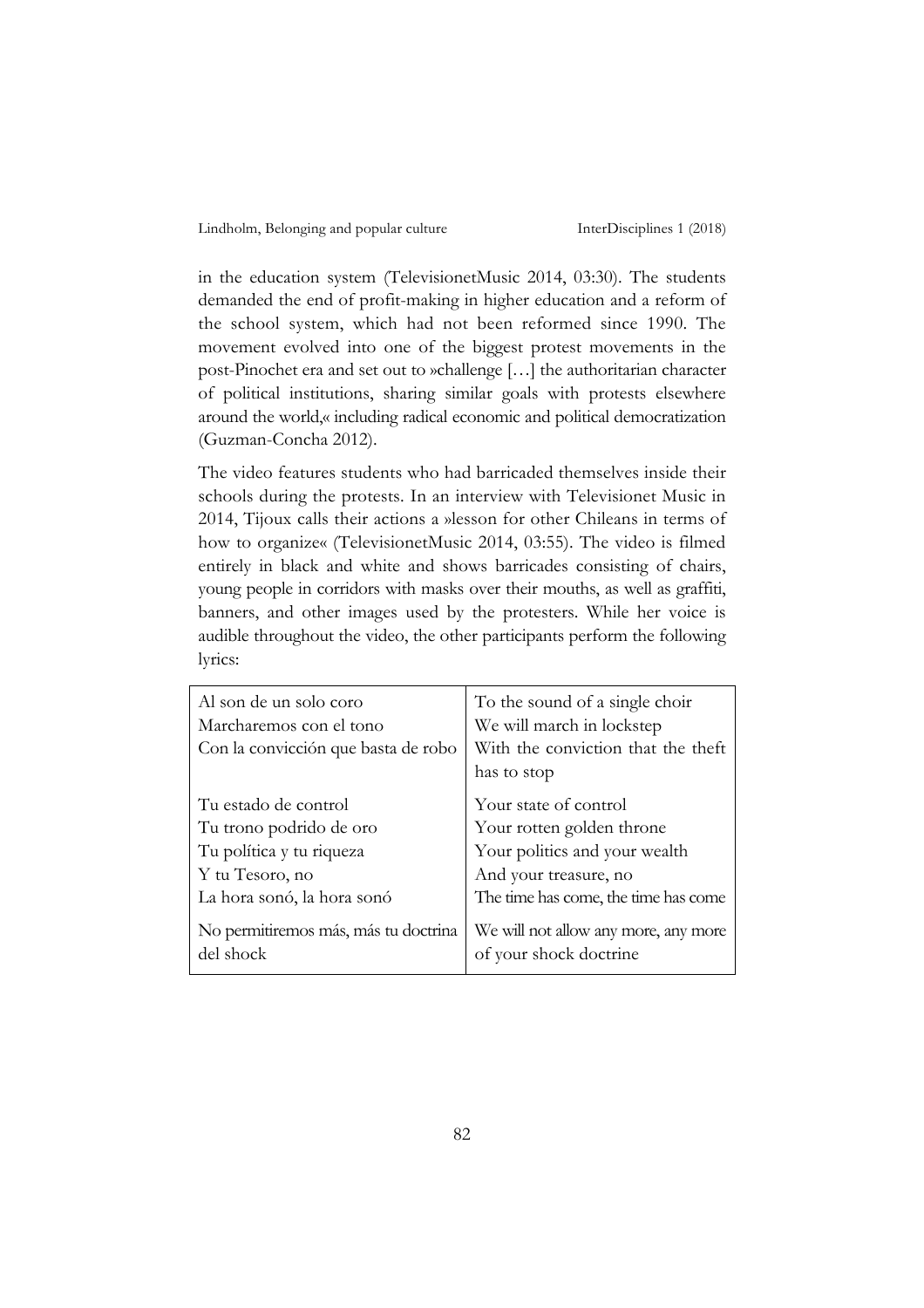in the education system (TelevisionetMusic 2014, 03:30). The students demanded the end of profit-making in higher education and a reform of the school system, which had not been reformed since 1990. The movement evolved into one of the biggest protest movements in the post-Pinochet era and set out to »challenge […] the authoritarian character of political institutions, sharing similar goals with protests elsewhere around the world,« including radical economic and political democratization (Guzman-Concha 2012).

The video features students who had barricaded themselves inside their schools during the protests. In an interview with Televisionet Music in 2014, Tijoux calls their actions a »lesson for other Chileans in terms of how to organize« (TelevisionetMusic 2014, 03:55). The video is filmed entirely in black and white and shows barricades consisting of chairs, young people in corridors with masks over their mouths, as well as graffiti, banners, and other images used by the protesters. While her voice is audible throughout the video, the other participants perform the following lyrics:

| | |
|---|---|
| Al son de un solo coro<br>Marcharemos con el tono<br>Con la convicción que basta de robo | To the sound of a single choir<br>We will march in lockstep<br>With the conviction that the theft has to stop |
| Tu estado de control<br>Tu trono podrido de oro<br>Tu política y tu riqueza<br>Y tu Tesoro, no<br>La hora sonó, la hora sonó | Your state of control<br>Your rotten golden throne<br>Your politics and your wealth<br>And your treasure, no<br>The time has come, the time has come |
| No permitiremos más, más tu doctrina del shock | We will not allow any more, any more of your shock doctrine |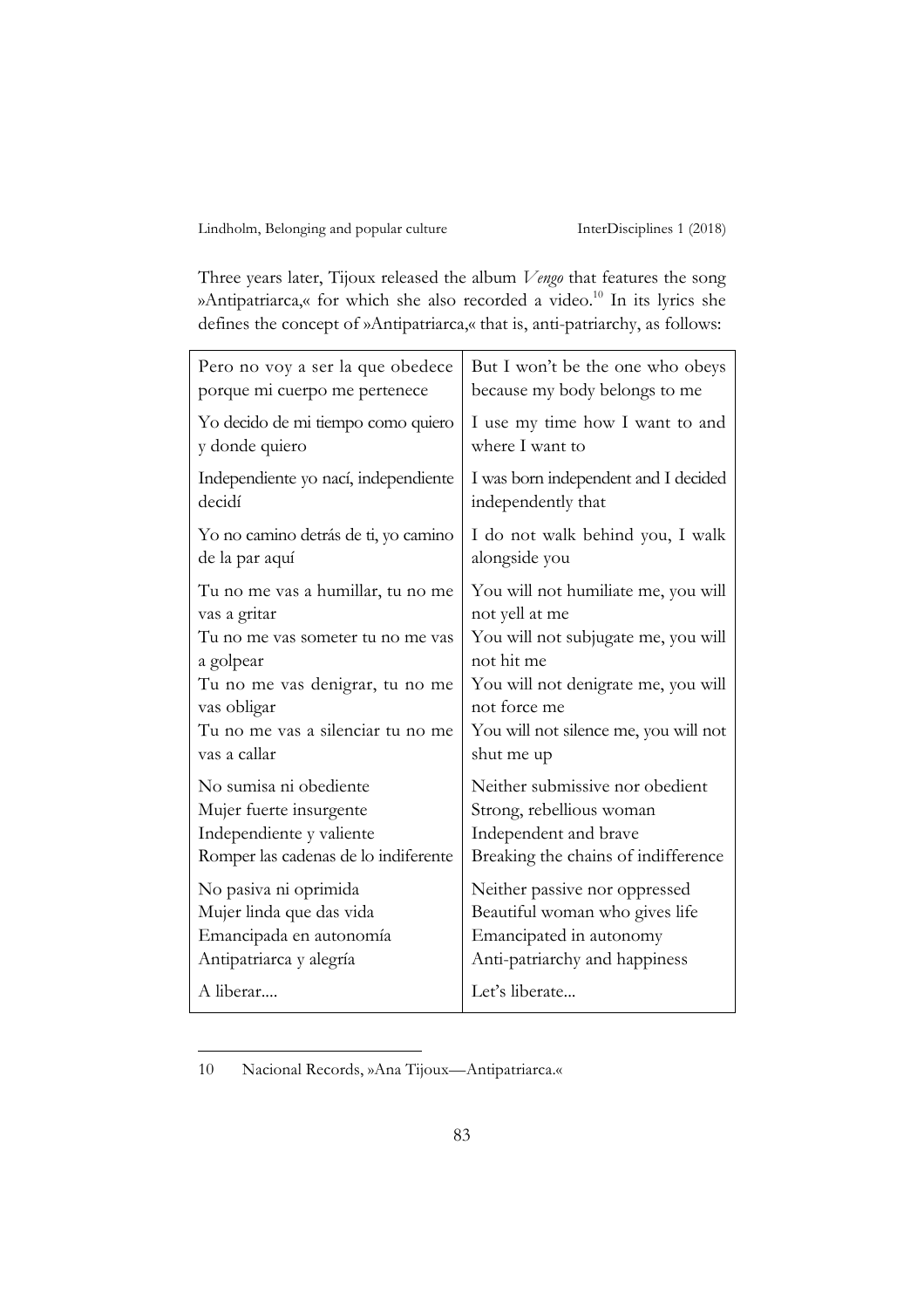Three years later, Tijoux released the album *Vengo* that features the song »Antipatriarca,« for which she also recorded a video.[10] In its lyrics she defines the concept of »Antipatriarca,« that is, anti-patriarchy, as follows:

| Pero no voy a ser la que obedece porque mi cuerpo me pertenece | But I won't be the one who obeys because my body belongs to me |
|---|---|
| Yo decido de mi tiempo como quiero y donde quiero | I use my time how I want to and where I want to |
| Independiente yo nací, independiente decidí | I was born independent and I decided independently that |
| Yo no camino detrás de ti, yo camino de la par aquí | I do not walk behind you, I walk alongside you |
| Tu no me vas a humillar, tu no me vas a gritar<br>Tu no me vas someter tu no me vas a golpear<br>Tu no me vas denigrar, tu no me vas obligar<br>Tu no me vas a silenciar tu no me vas a callar | You will not humiliate me, you will not yell at me<br>You will not subjugate me, you will not hit me<br>You will not denigrate me, you will not force me<br>You will not silence me, you will not shut me up |
| No sumisa ni obediente<br>Mujer fuerte insurgente<br>Independiente y valiente<br>Romper las cadenas de lo indiferente | Neither submissive nor obedient<br>Strong, rebellious woman<br>Independent and brave<br>Breaking the chains of indifference |
| No pasiva ni oprimida<br>Mujer linda que das vida<br>Emancipada en autonomía<br>Antipatriarca y alegría | Neither passive nor oppressed<br>Beautiful woman who gives life<br>Emancipated in autonomy<br>Anti-patriarchy and happiness |
| A liberar.... | Let's liberate... |

10 Nacional Records, »Ana Tijoux—Antipatriarca.«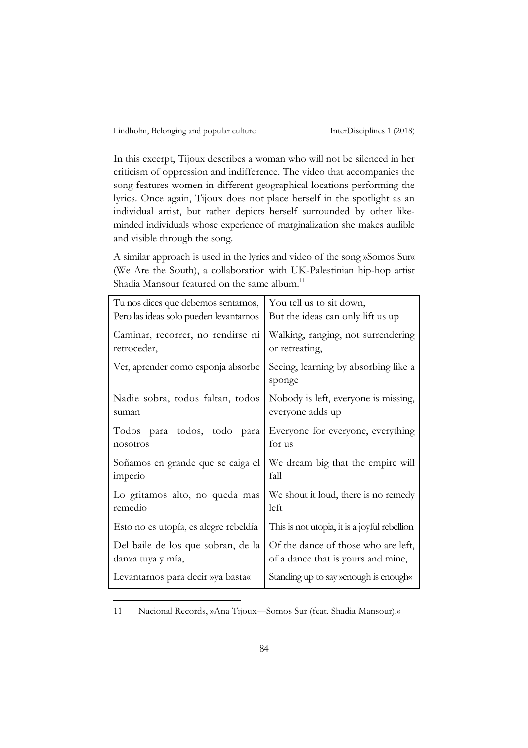In this excerpt, Tijoux describes a woman who will not be silenced in her criticism of oppression and indifference. The video that accompanies the song features women in different geographical locations performing the lyrics. Once again, Tijoux does not place herself in the spotlight as an individual artist, but rather depicts herself surrounded by other like-minded individuals whose experience of marginalization she makes audible and visible through the song.

A similar approach is used in the lyrics and video of the song »Somos Sur« (We Are the South), a collaboration with UK-Palestinian hip-hop artist Shadia Mansour featured on the same album.[11]

| | |
|---|---|
| Tu nos dices que debemos sentarnos, Pero las ideas solo pueden levantarnos | You tell us to sit down, But the ideas can only lift us up |
| Caminar, recorrer, no rendirse ni retroceder, | Walking, ranging, not surrendering or retreating, |
| Ver, aprender como esponja absorbe | Seeing, learning by absorbing like a sponge |
| Nadie sobra, todos faltan, todos suman | Nobody is left, everyone is missing, everyone adds up |
| Todos para todos, todo para nosotros | Everyone for everyone, everything for us |
| Soñamos en grande que se caiga el imperio | We dream big that the empire will fall |
| Lo gritamos alto, no queda mas remedio | We shout it loud, there is no remedy left |
| Esto no es utopía, es alegre rebeldía | This is not utopia, it is a joyful rebellion |
| Del baile de los que sobran, de la danza tuya y mía, | Of the dance of those who are left, of a dance that is yours and mine, |
| Levantarnos para decir »ya basta« | Standing up to say »enough is enough« |

11 Nacional Records, »Ana Tijoux—Somos Sur (feat. Shadia Mansour).«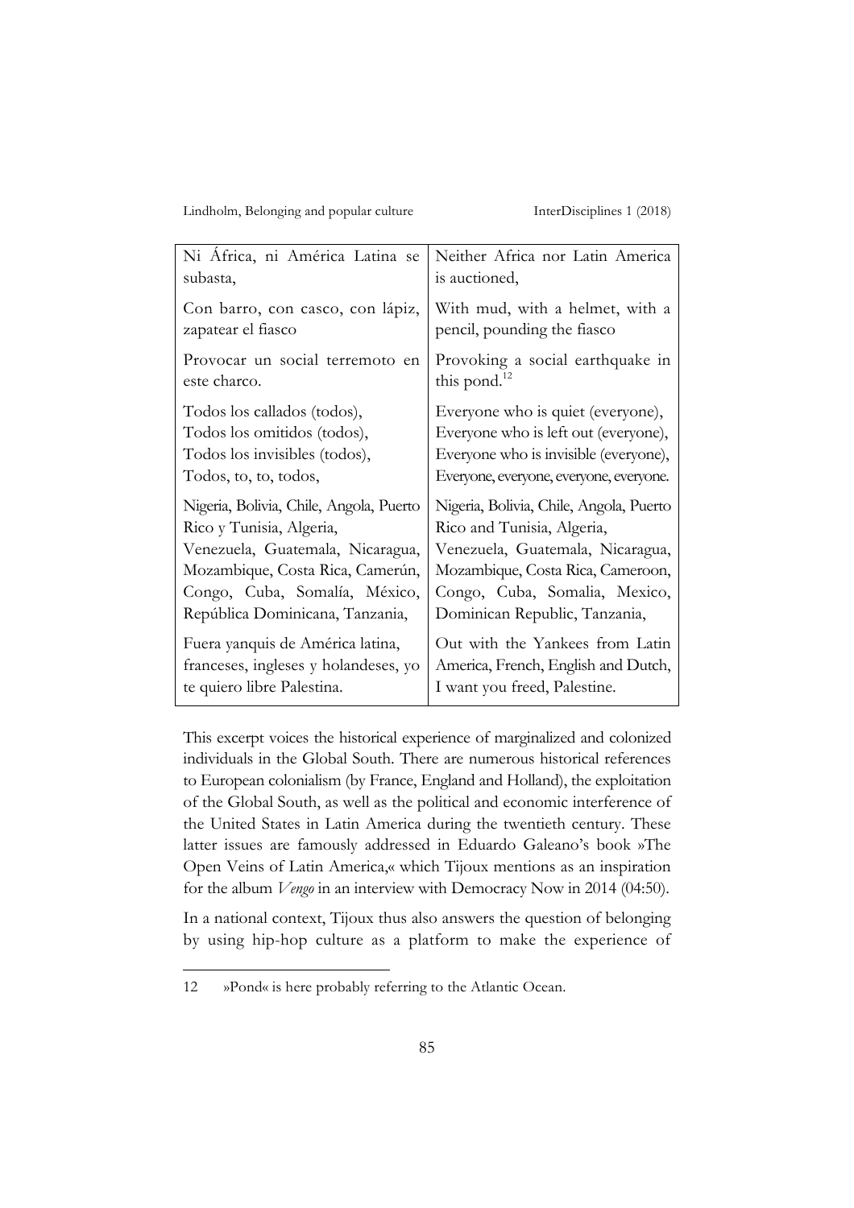| | |
|---|---|
| Ni África, ni América Latina se subasta, | Neither Africa nor Latin America is auctioned, |
| Con barro, con casco, con lápiz, zapatear el fiasco | With mud, with a helmet, with a pencil, pounding the fiasco |
| Provocar un social terremoto en este charco. | Provoking a social earthquake in this pond.[12] |
| Todos los callados (todos),<br>Todos los omitidos (todos),<br>Todos los invisibles (todos),<br>Todos, to, to, todos, | Everyone who is quiet (everyone),<br>Everyone who is left out (everyone),<br>Everyone who is invisible (everyone),<br>Everyone, everyone, everyone, everyone. |
| Nigeria, Bolivia, Chile, Angola, Puerto Rico y Tunisia, Algeria,<br>Venezuela, Guatemala, Nicaragua,<br>Mozambique, Costa Rica, Camerún,<br>Congo, Cuba, Somalía, México,<br>República Dominicana, Tanzania, | Nigeria, Bolivia, Chile, Angola, Puerto Rico and Tunisia, Algeria,<br>Venezuela, Guatemala, Nicaragua,<br>Mozambique, Costa Rica, Cameroon,<br>Congo, Cuba, Somalia, Mexico,<br>Dominican Republic, Tanzania, |
| Fuera yanquis de América latina, franceses, ingleses y holandeses, yo te quiero libre Palestina. | Out with the Yankees from Latin America, French, English and Dutch, I want you freed, Palestine. |

This excerpt voices the historical experience of marginalized and colonized individuals in the Global South. There are numerous historical references to European colonialism (by France, England and Holland), the exploitation of the Global South, as well as the political and economic interference of the United States in Latin America during the twentieth century. These latter issues are famously addressed in Eduardo Galeano's book »The Open Veins of Latin America,« which Tijoux mentions as an inspiration for the album *Vengo* in an interview with Democracy Now in 2014 (04:50).

In a national context, Tijoux thus also answers the question of belonging by using hip-hop culture as a platform to make the experience of

---

12 »Pond« is here probably referring to the Atlantic Ocean.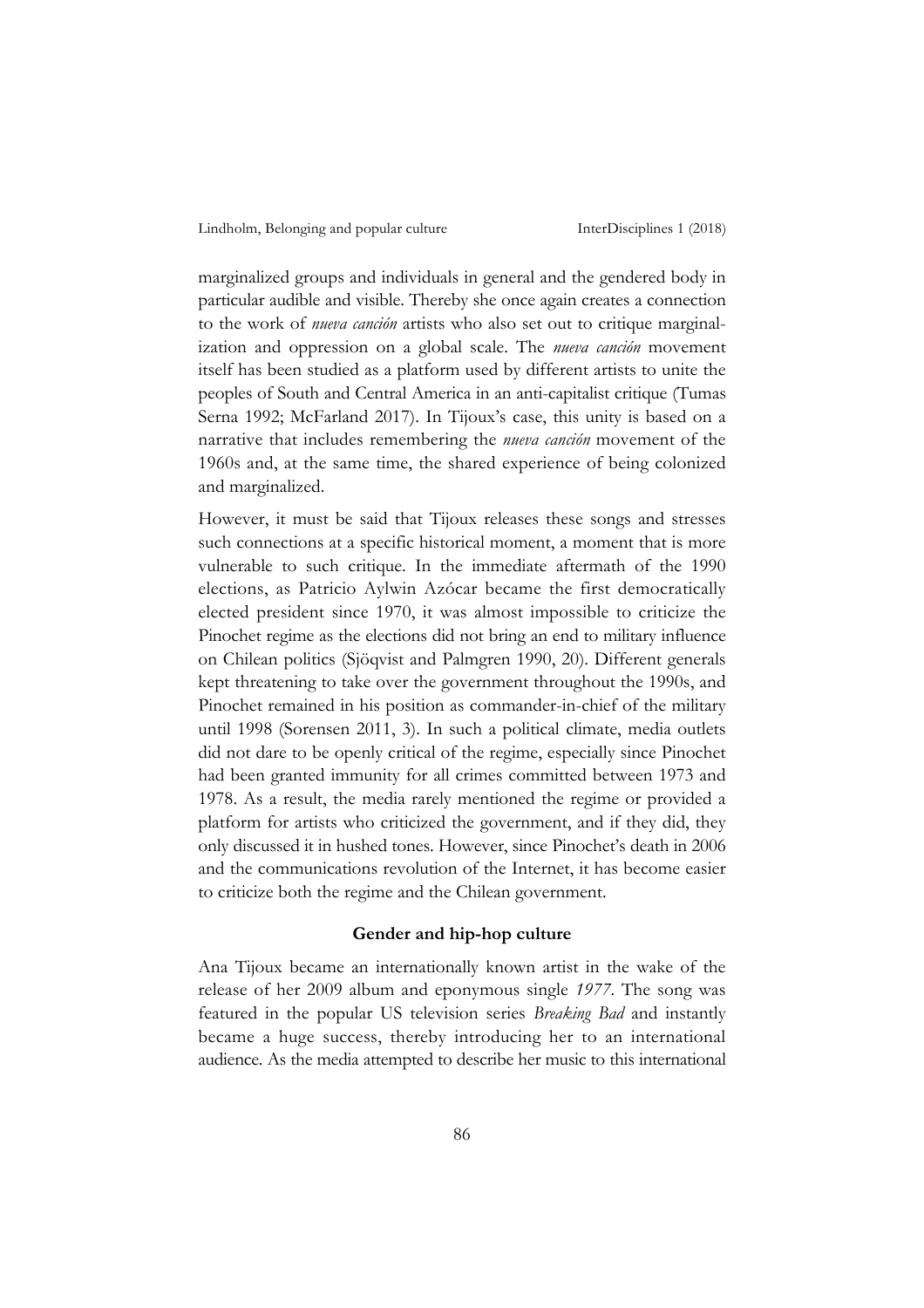marginalized groups and individuals in general and the gendered body in particular audible and visible. Thereby she once again creates a connection to the work of *nueva canción* artists who also set out to critique marginalization and oppression on a global scale. The *nueva canción* movement itself has been studied as a platform used by different artists to unite the peoples of South and Central America in an anti-capitalist critique (Tumas Serna 1992; McFarland 2017). In Tijoux's case, this unity is based on a narrative that includes remembering the *nueva canción* movement of the 1960s and, at the same time, the shared experience of being colonized and marginalized.

However, it must be said that Tijoux releases these songs and stresses such connections at a specific historical moment, a moment that is more vulnerable to such critique. In the immediate aftermath of the 1990 elections, as Patricio Aylwin Azócar became the first democratically elected president since 1970, it was almost impossible to criticize the Pinochet regime as the elections did not bring an end to military influence on Chilean politics (Sjöqvist and Palmgren 1990, 20). Different generals kept threatening to take over the government throughout the 1990s, and Pinochet remained in his position as commander-in-chief of the military until 1998 (Sorensen 2011, 3). In such a political climate, media outlets did not dare to be openly critical of the regime, especially since Pinochet had been granted immunity for all crimes committed between 1973 and 1978. As a result, the media rarely mentioned the regime or provided a platform for artists who criticized the government, and if they did, they only discussed it in hushed tones. However, since Pinochet's death in 2006 and the communications revolution of the Internet, it has become easier to criticize both the regime and the Chilean government.

## Gender and hip-hop culture

Ana Tijoux became an internationally known artist in the wake of the release of her 2009 album and eponymous single *1977*. The song was featured in the popular US television series *Breaking Bad* and instantly became a huge success, thereby introducing her to an international audience. As the media attempted to describe her music to this international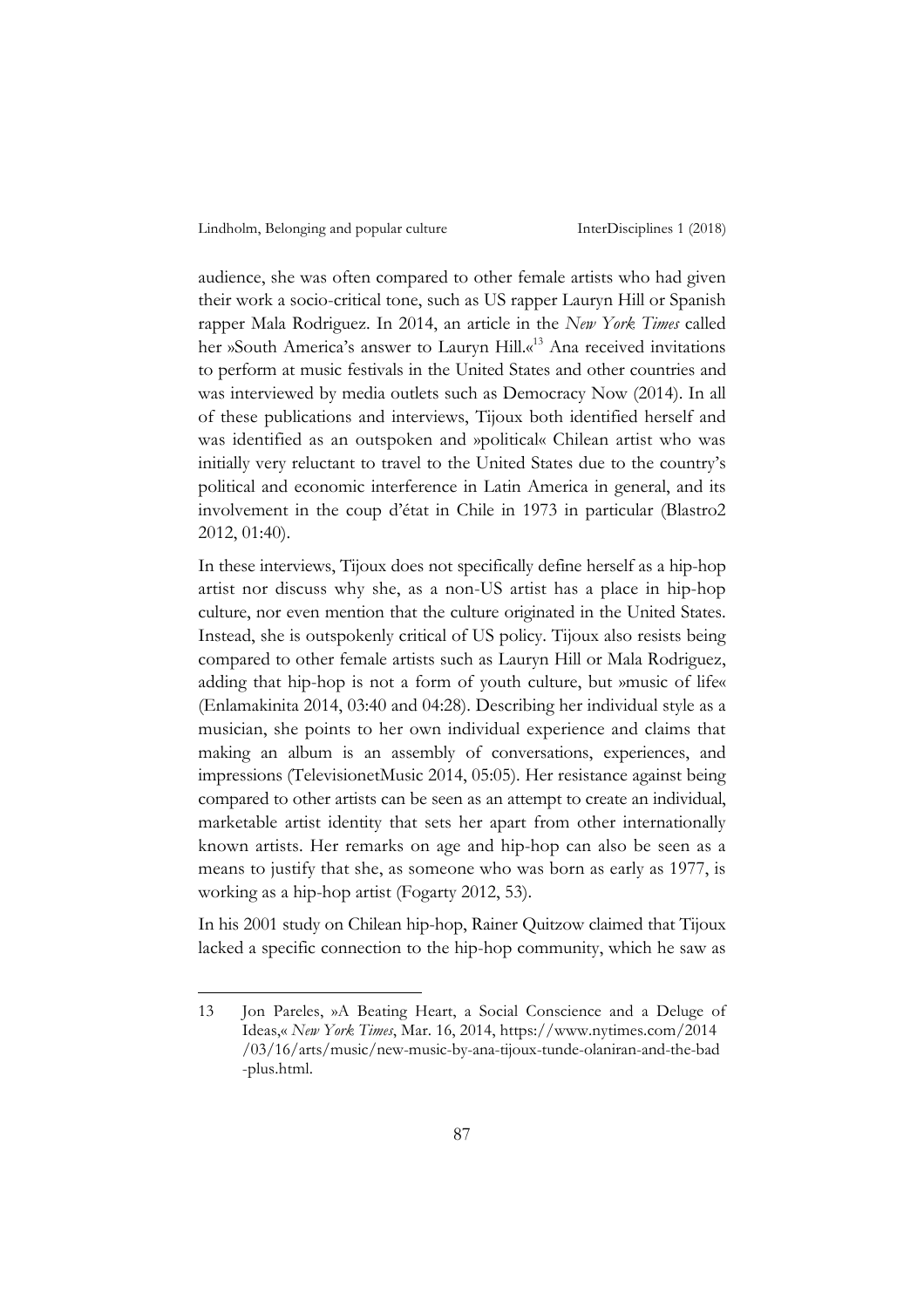audience, she was often compared to other female artists who had given their work a socio-critical tone, such as US rapper Lauryn Hill or Spanish rapper Mala Rodriguez. In 2014, an article in the *New York Times* called her »South America's answer to Lauryn Hill.«[13] Ana received invitations to perform at music festivals in the United States and other countries and was interviewed by media outlets such as Democracy Now (2014). In all of these publications and interviews, Tijoux both identified herself and was identified as an outspoken and »political« Chilean artist who was initially very reluctant to travel to the United States due to the country's political and economic interference in Latin America in general, and its involvement in the coup d'état in Chile in 1973 in particular (Blastro2 2012, 01:40).

In these interviews, Tijoux does not specifically define herself as a hip-hop artist nor discuss why she, as a non-US artist has a place in hip-hop culture, nor even mention that the culture originated in the United States. Instead, she is outspokenly critical of US policy. Tijoux also resists being compared to other female artists such as Lauryn Hill or Mala Rodriguez, adding that hip-hop is not a form of youth culture, but »music of life« (Enlamakinita 2014, 03:40 and 04:28). Describing her individual style as a musician, she points to her own individual experience and claims that making an album is an assembly of conversations, experiences, and impressions (TelevisionetMusic 2014, 05:05). Her resistance against being compared to other artists can be seen as an attempt to create an individual, marketable artist identity that sets her apart from other internationally known artists. Her remarks on age and hip-hop can also be seen as a means to justify that she, as someone who was born as early as 1977, is working as a hip-hop artist (Fogarty 2012, 53).

In his 2001 study on Chilean hip-hop, Rainer Quitzow claimed that Tijoux lacked a specific connection to the hip-hop community, which he saw as

---

13 Jon Pareles, »A Beating Heart, a Social Conscience and a Deluge of Ideas,« *New York Times*, Mar. 16, 2014, https://www.nytimes.com/2014/03/16/arts/music/new-music-by-ana-tijoux-tunde-olaniran-and-the-bad-plus.html.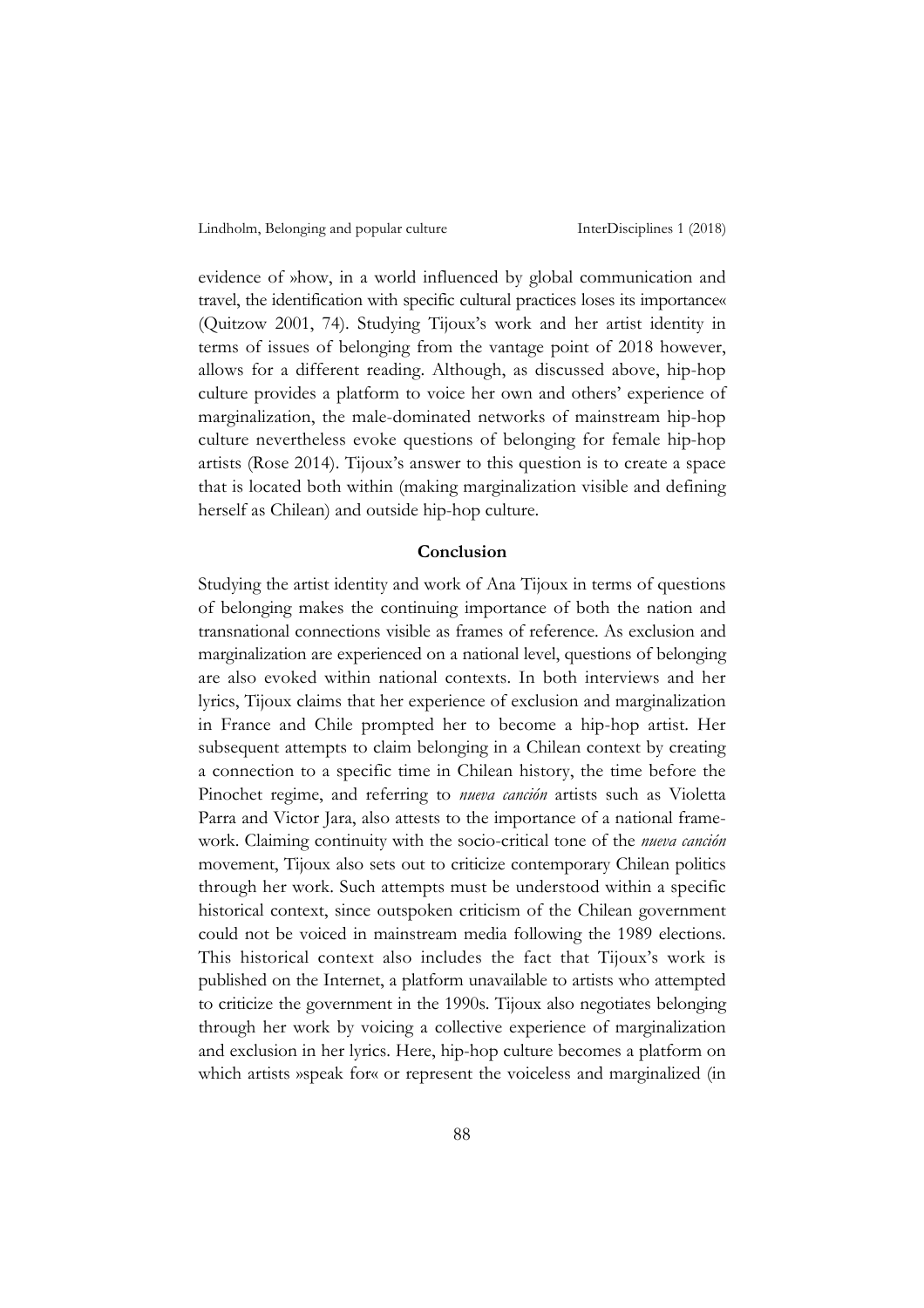evidence of »how, in a world influenced by global communication and travel, the identification with specific cultural practices loses its importance« (Quitzow 2001, 74). Studying Tijoux's work and her artist identity in terms of issues of belonging from the vantage point of 2018 however, allows for a different reading. Although, as discussed above, hip-hop culture provides a platform to voice her own and others' experience of marginalization, the male-dominated networks of mainstream hip-hop culture nevertheless evoke questions of belonging for female hip-hop artists (Rose 2014). Tijoux's answer to this question is to create a space that is located both within (making marginalization visible and defining herself as Chilean) and outside hip-hop culture.

## Conclusion

Studying the artist identity and work of Ana Tijoux in terms of questions of belonging makes the continuing importance of both the nation and transnational connections visible as frames of reference. As exclusion and marginalization are experienced on a national level, questions of belonging are also evoked within national contexts. In both interviews and her lyrics, Tijoux claims that her experience of exclusion and marginalization in France and Chile prompted her to become a hip-hop artist. Her subsequent attempts to claim belonging in a Chilean context by creating a connection to a specific time in Chilean history, the time before the Pinochet regime, and referring to *nueva canción* artists such as Violetta Parra and Victor Jara, also attests to the importance of a national framework. Claiming continuity with the socio-critical tone of the *nueva canción* movement, Tijoux also sets out to criticize contemporary Chilean politics through her work. Such attempts must be understood within a specific historical context, since outspoken criticism of the Chilean government could not be voiced in mainstream media following the 1989 elections. This historical context also includes the fact that Tijoux's work is published on the Internet, a platform unavailable to artists who attempted to criticize the government in the 1990s. Tijoux also negotiates belonging through her work by voicing a collective experience of marginalization and exclusion in her lyrics. Here, hip-hop culture becomes a platform on which artists »speak for« or represent the voiceless and marginalized (in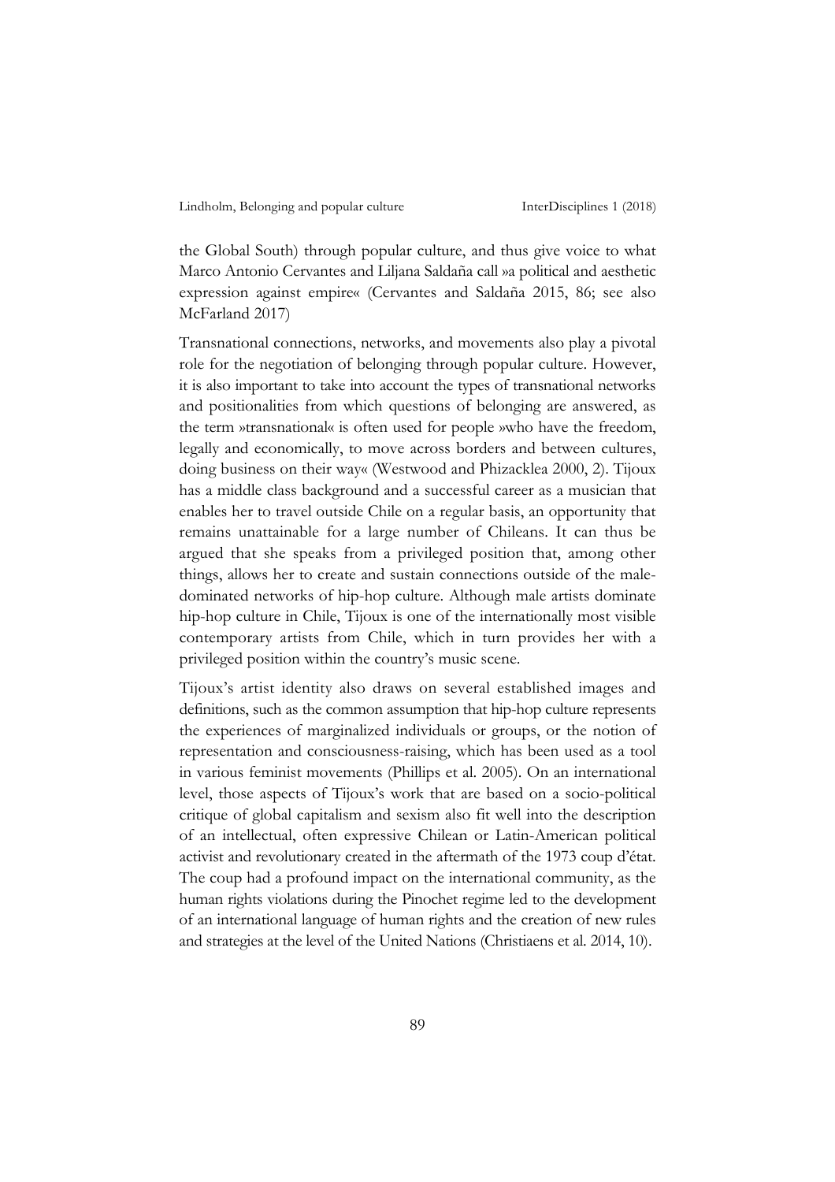the Global South) through popular culture, and thus give voice to what Marco Antonio Cervantes and Liljana Saldaña call »a political and aesthetic expression against empire« (Cervantes and Saldaña 2015, 86; see also McFarland 2017)

Transnational connections, networks, and movements also play a pivotal role for the negotiation of belonging through popular culture. However, it is also important to take into account the types of transnational networks and positionalities from which questions of belonging are answered, as the term »transnational« is often used for people »who have the freedom, legally and economically, to move across borders and between cultures, doing business on their way« (Westwood and Phizacklea 2000, 2). Tijoux has a middle class background and a successful career as a musician that enables her to travel outside Chile on a regular basis, an opportunity that remains unattainable for a large number of Chileans. It can thus be argued that she speaks from a privileged position that, among other things, allows her to create and sustain connections outside of the male-dominated networks of hip-hop culture. Although male artists dominate hip-hop culture in Chile, Tijoux is one of the internationally most visible contemporary artists from Chile, which in turn provides her with a privileged position within the country's music scene.

Tijoux's artist identity also draws on several established images and definitions, such as the common assumption that hip-hop culture represents the experiences of marginalized individuals or groups, or the notion of representation and consciousness-raising, which has been used as a tool in various feminist movements (Phillips et al. 2005). On an international level, those aspects of Tijoux's work that are based on a socio-political critique of global capitalism and sexism also fit well into the description of an intellectual, often expressive Chilean or Latin-American political activist and revolutionary created in the aftermath of the 1973 coup d'état. The coup had a profound impact on the international community, as the human rights violations during the Pinochet regime led to the development of an international language of human rights and the creation of new rules and strategies at the level of the United Nations (Christiaens et al. 2014, 10).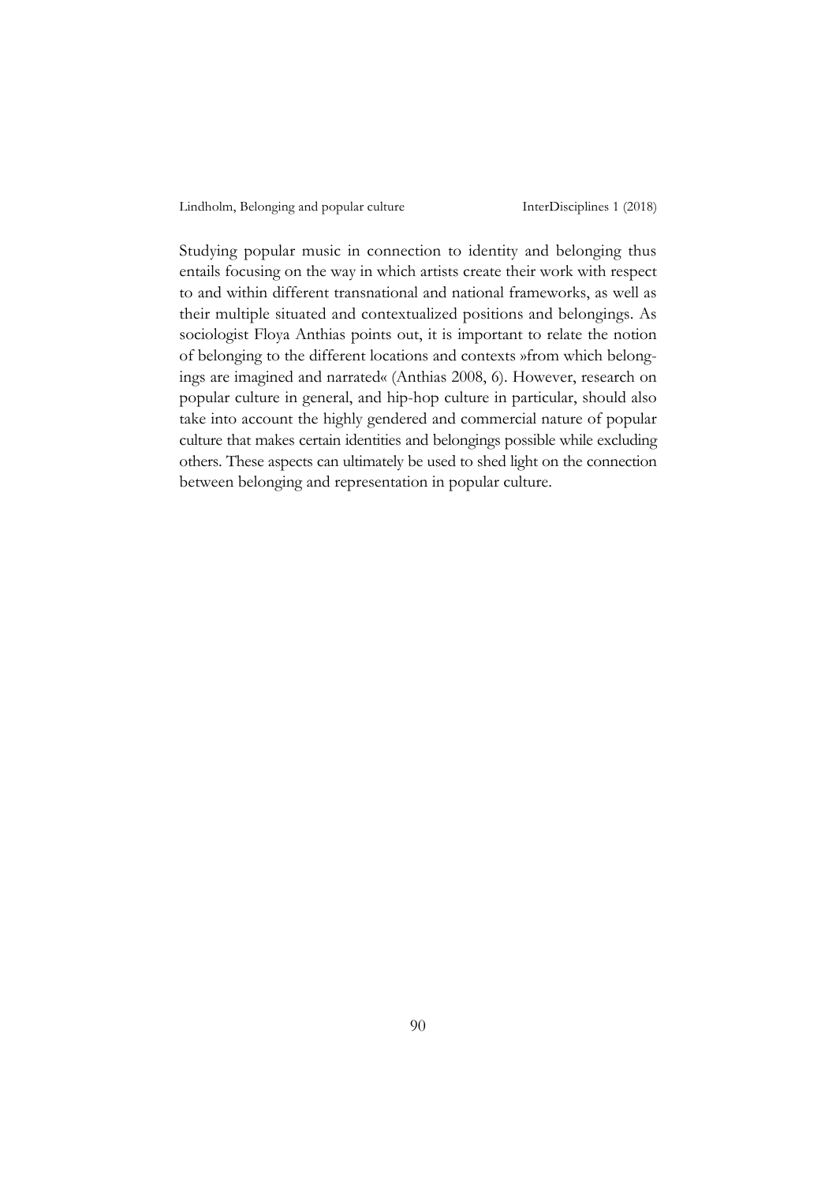Studying popular music in connection to identity and belonging thus entails focusing on the way in which artists create their work with respect to and within different transnational and national frameworks, as well as their multiple situated and contextualized positions and belongings. As sociologist Floya Anthias points out, it is important to relate the notion of belonging to the different locations and contexts »from which belongings are imagined and narrated« (Anthias 2008, 6). However, research on popular culture in general, and hip-hop culture in particular, should also take into account the highly gendered and commercial nature of popular culture that makes certain identities and belongings possible while excluding others. These aspects can ultimately be used to shed light on the connection between belonging and representation in popular culture.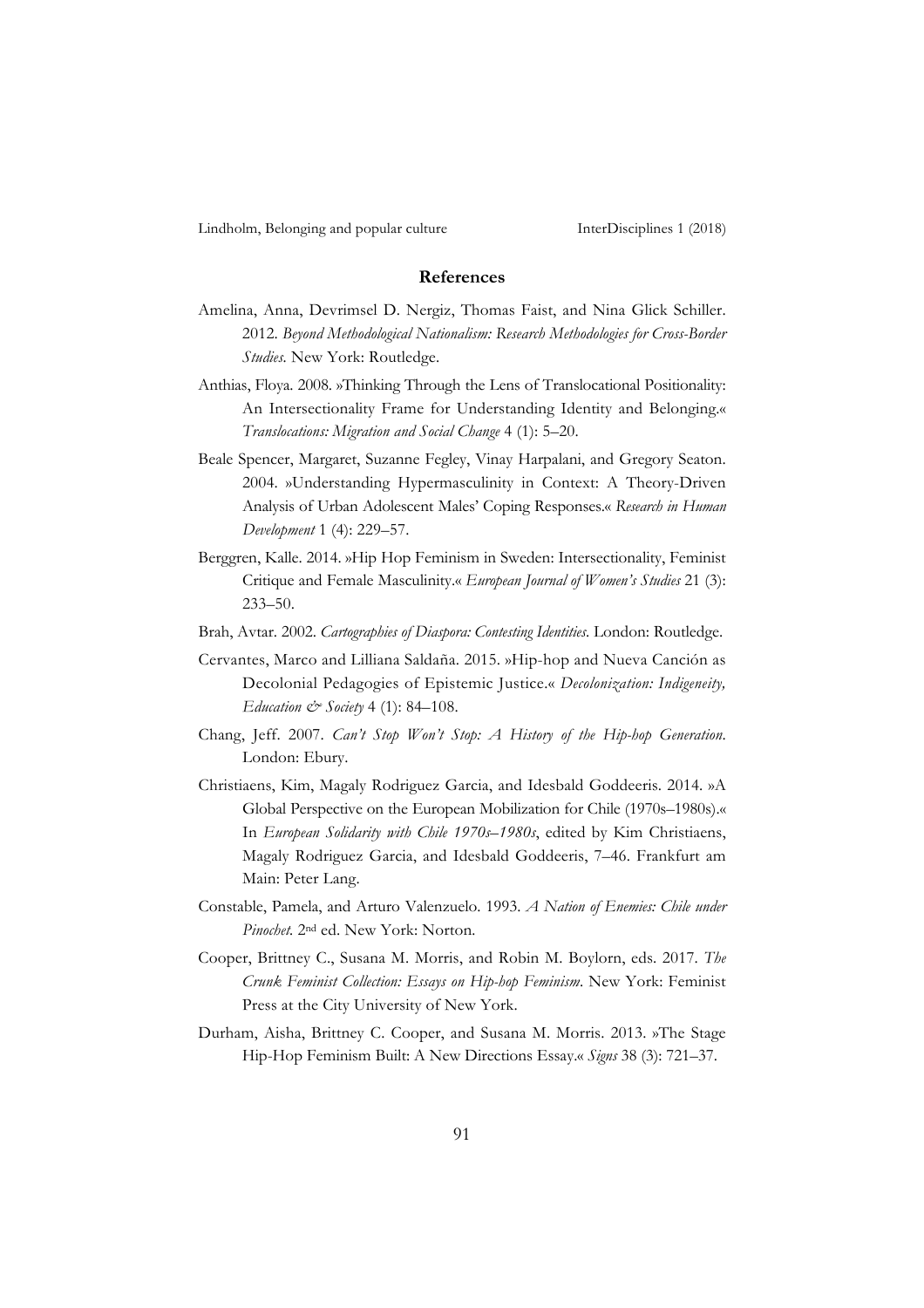## References

Amelina, Anna, Devrimsel D. Nergiz, Thomas Faist, and Nina Glick Schiller. 2012. *Beyond Methodological Nationalism: Research Methodologies for Cross-Border Studies*. New York: Routledge.

Anthias, Floya. 2008. »Thinking Through the Lens of Translocational Positionality: An Intersectionality Frame for Understanding Identity and Belonging.« *Translocations: Migration and Social Change* 4 (1): 5–20.

Beale Spencer, Margaret, Suzanne Fegley, Vinay Harpalani, and Gregory Seaton. 2004. »Understanding Hypermasculinity in Context: A Theory-Driven Analysis of Urban Adolescent Males' Coping Responses.« *Research in Human Development* 1 (4): 229–57.

Berggren, Kalle. 2014. »Hip Hop Feminism in Sweden: Intersectionality, Feminist Critique and Female Masculinity.« *European Journal of Women's Studies* 21 (3): 233–50.

Brah, Avtar. 2002. *Cartographies of Diaspora: Contesting Identities*. London: Routledge.

Cervantes, Marco and Lilliana Saldaña. 2015. »Hip-hop and Nueva Canción as Decolonial Pedagogies of Epistemic Justice.« *Decolonization: Indigeneity, Education & Society* 4 (1): 84–108.

Chang, Jeff. 2007. *Can't Stop Won't Stop: A History of the Hip-hop Generation*. London: Ebury.

Christiaens, Kim, Magaly Rodriguez Garcia, and Idesbald Goddeeris. 2014. »A Global Perspective on the European Mobilization for Chile (1970s–1980s).« In *European Solidarity with Chile 1970s–1980s*, edited by Kim Christiaens, Magaly Rodriguez Garcia, and Idesbald Goddeeris, 7–46. Frankfurt am Main: Peter Lang.

Constable, Pamela, and Arturo Valenzuelo. 1993. *A Nation of Enemies: Chile under Pinochet*. 2nd ed. New York: Norton.

Cooper, Brittney C., Susana M. Morris, and Robin M. Boylorn, eds. 2017. *The Crunk Feminist Collection: Essays on Hip-hop Feminism*. New York: Feminist Press at the City University of New York.

Durham, Aisha, Brittney C. Cooper, and Susana M. Morris. 2013. »The Stage Hip-Hop Feminism Built: A New Directions Essay.« *Signs* 38 (3): 721–37.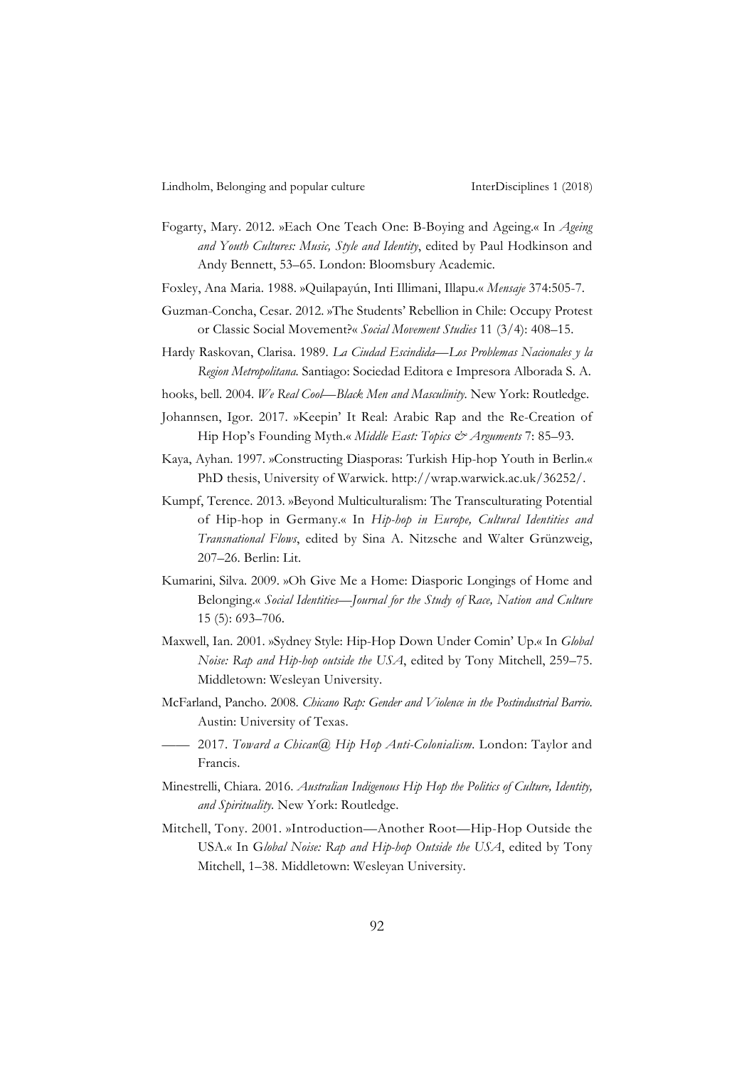Fogarty, Mary. 2012. »Each One Teach One: B-Boying and Ageing.« In *Ageing and Youth Cultures: Music, Style and Identity*, edited by Paul Hodkinson and Andy Bennett, 53–65. London: Bloomsbury Academic.

Foxley, Ana Maria. 1988. »Quilapayún, Inti Illimani, Illapu.« *Mensaje* 374:505-7.

Guzman-Concha, Cesar. 2012. »The Students' Rebellion in Chile: Occupy Protest or Classic Social Movement?« *Social Movement Studies* 11 (3/4): 408–15.

Hardy Raskovan, Clarisa. 1989. *La Ciudad Escindida—Los Problemas Nacionales y la Region Metropolitana.* Santiago: Sociedad Editora e Impresora Alborada S. A.

hooks, bell. 2004. *We Real Cool—Black Men and Masculinity.* New York: Routledge.

Johannsen, Igor. 2017. »Keepin' It Real: Arabic Rap and the Re-Creation of Hip Hop's Founding Myth.« *Middle East: Topics & Arguments* 7: 85–93.

Kaya, Ayhan. 1997. »Constructing Diasporas: Turkish Hip-hop Youth in Berlin.« PhD thesis, University of Warwick. http://wrap.warwick.ac.uk/36252/.

Kumpf, Terence. 2013. »Beyond Multiculturalism: The Transculturating Potential of Hip-hop in Germany.« In *Hip-hop in Europe, Cultural Identities and Transnational Flows*, edited by Sina A. Nitzsche and Walter Grünzweig, 207–26. Berlin: Lit.

Kumarini, Silva. 2009. »Oh Give Me a Home: Diasporic Longings of Home and Belonging.« *Social Identities—Journal for the Study of Race, Nation and Culture* 15 (5): 693–706.

Maxwell, Ian. 2001. »Sydney Style: Hip-Hop Down Under Comin' Up.« In *Global Noise: Rap and Hip-hop outside the USA*, edited by Tony Mitchell, 259–75. Middletown: Wesleyan University.

McFarland, Pancho. 2008. *Chicano Rap: Gender and Violence in the Postindustrial Barrio.* Austin: University of Texas.

—— 2017. *Toward a Chican@ Hip Hop Anti-Colonialism*. London: Taylor and Francis.

Minestrelli, Chiara. 2016. *Australian Indigenous Hip Hop the Politics of Culture, Identity, and Spirituality.* New York: Routledge.

Mitchell, Tony. 2001. »Introduction—Another Root—Hip-Hop Outside the USA.« In G*lobal Noise: Rap and Hip-hop Outside the USA*, edited by Tony Mitchell, 1–38. Middletown: Wesleyan University.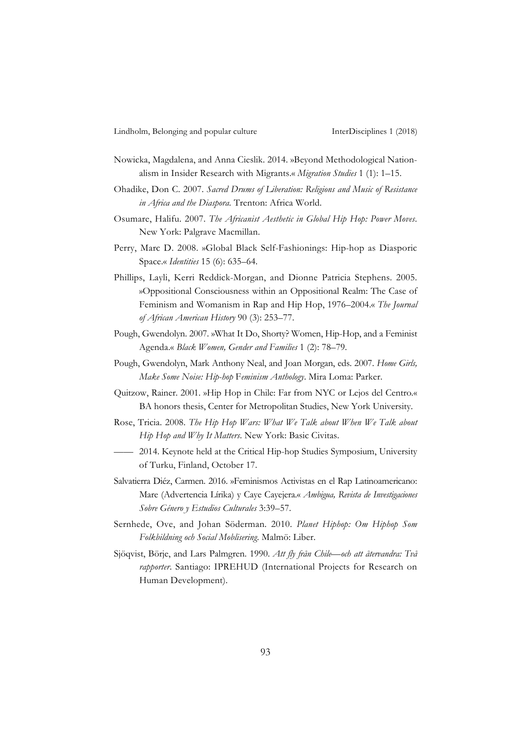Nowicka, Magdalena, and Anna Cieslik. 2014. »Beyond Methodological Nationalism in Insider Research with Migrants.« *Migration Studies* 1 (1): 1–15.

Ohadike, Don C. 2007. *Sacred Drums of Liberation: Religions and Music of Resistance in Africa and the Diaspora.* Trenton: Africa World.

Osumare, Halifu. 2007. *The Africanist Aesthetic in Global Hip Hop: Power Moves*. New York: Palgrave Macmillan.

Perry, Marc D. 2008. »Global Black Self-Fashionings: Hip-hop as Diasporic Space.« *Identities* 15 (6): 635–64.

Phillips, Layli, Kerri Reddick-Morgan, and Dionne Patricia Stephens. 2005. »Oppositional Consciousness within an Oppositional Realm: The Case of Feminism and Womanism in Rap and Hip Hop, 1976–2004.« *The Journal of African American History* 90 (3): 253–77.

Pough, Gwendolyn. 2007. »What It Do, Shorty? Women, Hip-Hop, and a Feminist Agenda.« *Black Women, Gender and Families* 1 (2): 78–79.

Pough, Gwendolyn, Mark Anthony Neal, and Joan Morgan, eds. 2007. *Home Girls, Make Some Noise: Hip-hop Feminism Anthology*. Mira Loma: Parker.

Quitzow, Rainer. 2001. »Hip Hop in Chile: Far from NYC or Lejos del Centro.« BA honors thesis, Center for Metropolitan Studies, New York University.

Rose, Tricia. 2008. *The Hip Hop Wars: What We Talk about When We Talk about Hip Hop and Why It Matters*. New York: Basic Civitas.

—— 2014. Keynote held at the Critical Hip-hop Studies Symposium, University of Turku, Finland, October 17.

Salvatierra Diéz, Carmen. 2016. »Feminismos Activistas en el Rap Latinoamericano: Mare (Advertencia Lírika) y Caye Cayejera.« *Ambigua, Revista de Investigaciones Sobre Género y Estudios Culturales* 3:39–57.

Sernhede, Ove, and Johan Söderman. 2010. *Planet Hiphop: Om Hiphop Som Folkbildning och Social Moblisering*. Malmö: Liber.

Sjöqvist, Börje, and Lars Palmgren. 1990. *Att fly från Chile—och att återvandra: Två rapporter*. Santiago: IPREHUD (International Projects for Research on Human Development).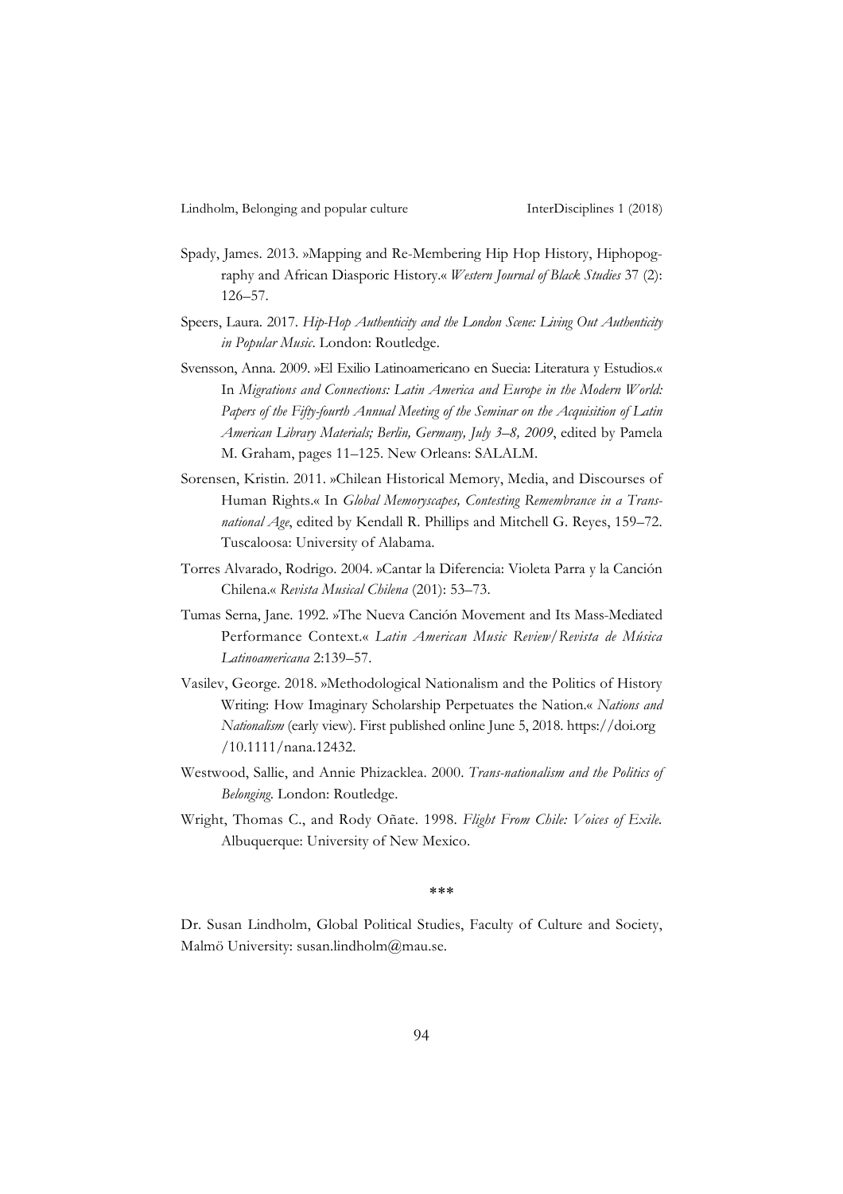Spady, James. 2013. »Mapping and Re-Membering Hip Hop History, Hiphopography and African Diasporic History.« *Western Journal of Black Studies* 37 (2): 126–57.

Speers, Laura. 2017. *Hip-Hop Authenticity and the London Scene: Living Out Authenticity in Popular Music*. London: Routledge.

Svensson, Anna. 2009. »El Exilio Latinoamericano en Suecia: Literatura y Estudios.« In *Migrations and Connections: Latin America and Europe in the Modern World: Papers of the Fifty-fourth Annual Meeting of the Seminar on the Acquisition of Latin American Library Materials; Berlin, Germany, July 3–8, 2009*, edited by Pamela M. Graham, pages 11–125. New Orleans: SALALM.

Sorensen, Kristin. 2011. »Chilean Historical Memory, Media, and Discourses of Human Rights.« In *Global Memoryscapes, Contesting Remembrance in a Transnational Age*, edited by Kendall R. Phillips and Mitchell G. Reyes, 159–72. Tuscaloosa: University of Alabama.

Torres Alvarado, Rodrigo. 2004. »Cantar la Diferencia: Violeta Parra y la Canción Chilena.« *Revista Musical Chilena* (201): 53–73.

Tumas Serna, Jane. 1992. »The Nueva Canción Movement and Its Mass-Mediated Performance Context.« *Latin American Music Review/Revista de Música Latinoamericana* 2:139–57.

Vasilev, George. 2018. »Methodological Nationalism and the Politics of History Writing: How Imaginary Scholarship Perpetuates the Nation.« *Nations and Nationalism* (early view). First published online June 5, 2018. https://doi.org/10.1111/nana.12432.

Westwood, Sallie, and Annie Phizacklea. 2000. *Trans-nationalism and the Politics of Belonging*. London: Routledge.

Wright, Thomas C., and Rody Oñate. 1998. *Flight From Chile: Voices of Exile.* Albuquerque: University of New Mexico.

\*\*\*

Dr. Susan Lindholm, Global Political Studies, Faculty of Culture and Society, Malmö University: susan.lindholm@mau.se.